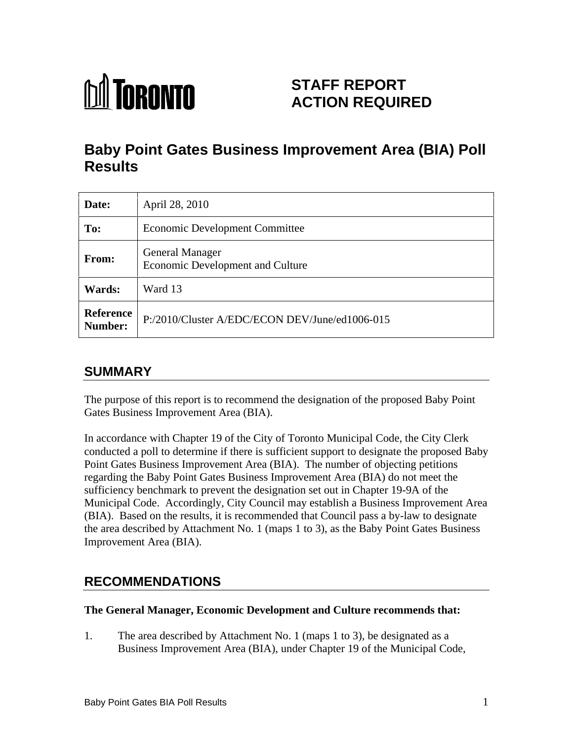TORONTO

# STAFF REPORT ACTION REQUIRED

# Baby Point Gates Business Improvement Area (BIA) Poll Results

| | |
|---|---|
| **Date:** | April 28, 2010 |
| **To:** | Economic Development Committee |
| **From:** | General Manager<br>Economic Development and Culture |
| **Wards:** | Ward 13 |
| **Reference Number:** | P:/2010/Cluster A/EDC/ECON DEV/June/ed1006-015 |

## SUMMARY

The purpose of this report is to recommend the designation of the proposed Baby Point Gates Business Improvement Area (BIA).

In accordance with Chapter 19 of the City of Toronto Municipal Code, the City Clerk conducted a poll to determine if there is sufficient support to designate the proposed Baby Point Gates Business Improvement Area (BIA). The number of objecting petitions regarding the Baby Point Gates Business Improvement Area (BIA) do not meet the sufficiency benchmark to prevent the designation set out in Chapter 19-9A of the Municipal Code. Accordingly, City Council may establish a Business Improvement Area (BIA). Based on the results, it is recommended that Council pass a by-law to designate the area described by Attachment No. 1 (maps 1 to 3), as the Baby Point Gates Business Improvement Area (BIA).

## RECOMMENDATIONS

**The General Manager, Economic Development and Culture recommends that:**

1. The area described by Attachment No. 1 (maps 1 to 3), be designated as a Business Improvement Area (BIA), under Chapter 19 of the Municipal Code,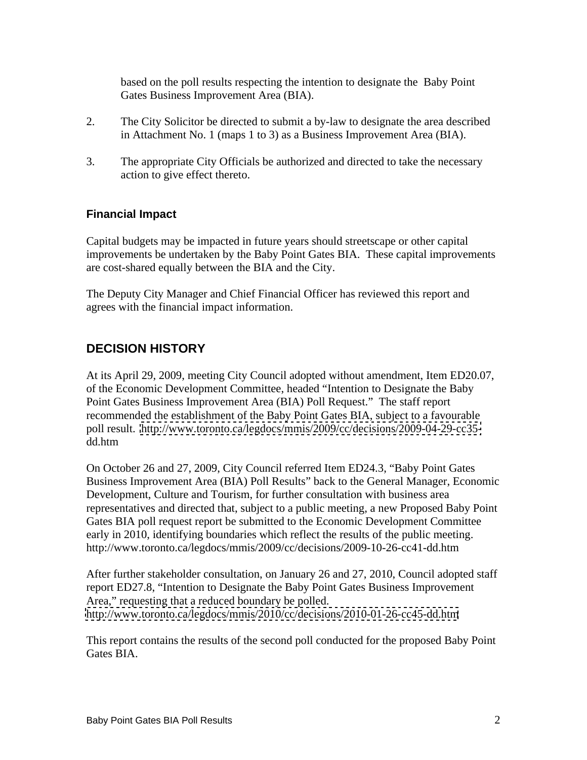based on the poll results respecting the intention to designate the Baby Point Gates Business Improvement Area (BIA).

2. The City Solicitor be directed to submit a by-law to designate the area described in Attachment No. 1 (maps 1 to 3) as a Business Improvement Area (BIA).

3. The appropriate City Officials be authorized and directed to take the necessary action to give effect thereto.

### Financial Impact

Capital budgets may be impacted in future years should streetscape or other capital improvements be undertaken by the Baby Point Gates BIA. These capital improvements are cost-shared equally between the BIA and the City.

The Deputy City Manager and Chief Financial Officer has reviewed this report and agrees with the financial impact information.

## DECISION HISTORY

At its April 29, 2009, meeting City Council adopted without amendment, Item ED20.07, of the Economic Development Committee, headed "Intention to Designate the Baby Point Gates Business Improvement Area (BIA) Poll Request." The staff report recommended the establishment of the Baby Point Gates BIA, subject to a favourable poll result. http://www.toronto.ca/legdocs/mmis/2009/cc/decisions/2009-04-29-cc35-dd.htm

On October 26 and 27, 2009, City Council referred Item ED24.3, "Baby Point Gates Business Improvement Area (BIA) Poll Results" back to the General Manager, Economic Development, Culture and Tourism, for further consultation with business area representatives and directed that, subject to a public meeting, a new Proposed Baby Point Gates BIA poll request report be submitted to the Economic Development Committee early in 2010, identifying boundaries which reflect the results of the public meeting. http://www.toronto.ca/legdocs/mmis/2009/cc/decisions/2009-10-26-cc41-dd.htm

After further stakeholder consultation, on January 26 and 27, 2010, Council adopted staff report ED27.8, "Intention to Designate the Baby Point Gates Business Improvement Area," requesting that a reduced boundary be polled. http://www.toronto.ca/legdocs/mmis/2010/cc/decisions/2010-01-26-cc45-dd.htm

This report contains the results of the second poll conducted for the proposed Baby Point Gates BIA.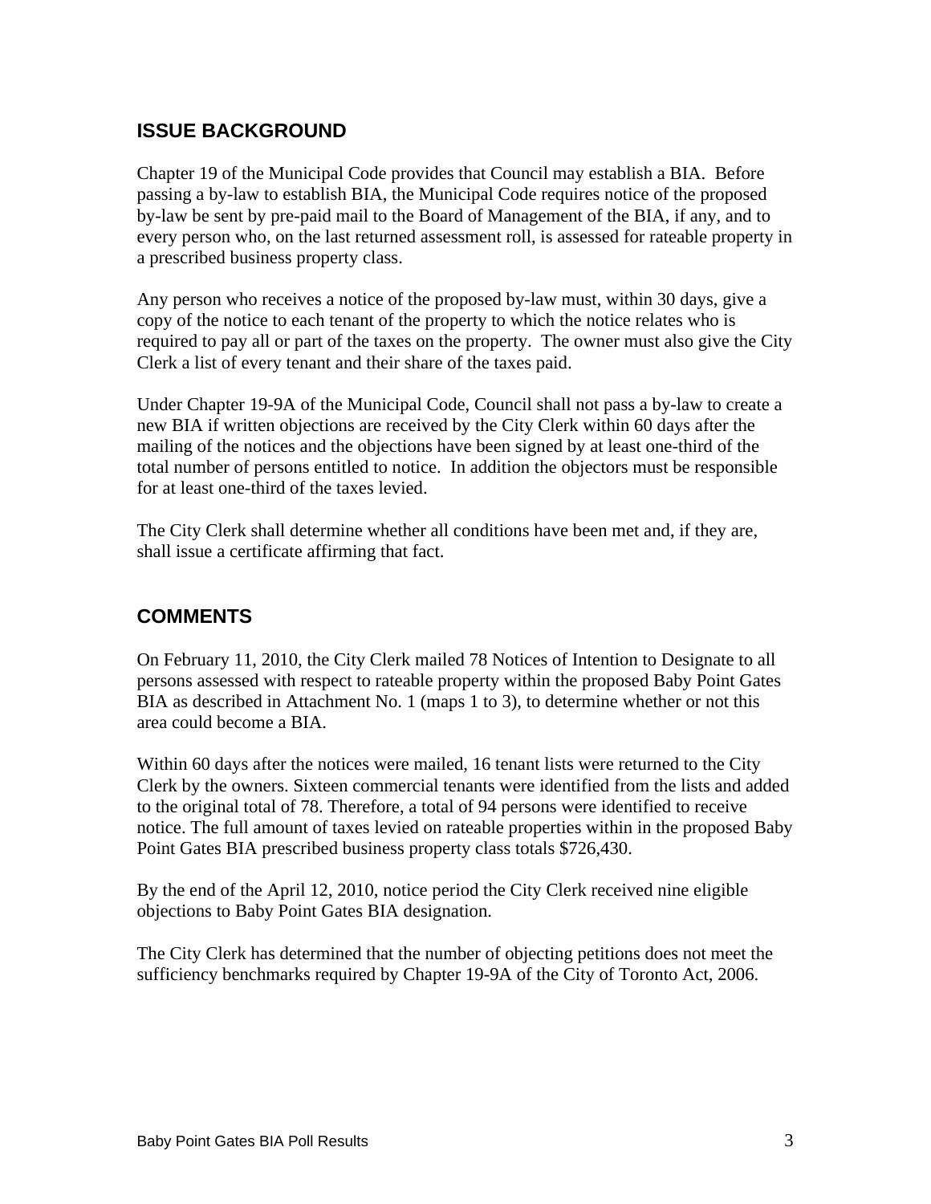## ISSUE BACKGROUND

Chapter 19 of the Municipal Code provides that Council may establish a BIA. Before passing a by-law to establish BIA, the Municipal Code requires notice of the proposed by-law be sent by pre-paid mail to the Board of Management of the BIA, if any, and to every person who, on the last returned assessment roll, is assessed for rateable property in a prescribed business property class.

Any person who receives a notice of the proposed by-law must, within 30 days, give a copy of the notice to each tenant of the property to which the notice relates who is required to pay all or part of the taxes on the property. The owner must also give the City Clerk a list of every tenant and their share of the taxes paid.

Under Chapter 19-9A of the Municipal Code, Council shall not pass a by-law to create a new BIA if written objections are received by the City Clerk within 60 days after the mailing of the notices and the objections have been signed by at least one-third of the total number of persons entitled to notice. In addition the objectors must be responsible for at least one-third of the taxes levied.

The City Clerk shall determine whether all conditions have been met and, if they are, shall issue a certificate affirming that fact.

## COMMENTS

On February 11, 2010, the City Clerk mailed 78 Notices of Intention to Designate to all persons assessed with respect to rateable property within the proposed Baby Point Gates BIA as described in Attachment No. 1 (maps 1 to 3), to determine whether or not this area could become a BIA.

Within 60 days after the notices were mailed, 16 tenant lists were returned to the City Clerk by the owners. Sixteen commercial tenants were identified from the lists and added to the original total of 78. Therefore, a total of 94 persons were identified to receive notice. The full amount of taxes levied on rateable properties within in the proposed Baby Point Gates BIA prescribed business property class totals $726,430.

By the end of the April 12, 2010, notice period the City Clerk received nine eligible objections to Baby Point Gates BIA designation.

The City Clerk has determined that the number of objecting petitions does not meet the sufficiency benchmarks required by Chapter 19-9A of the City of Toronto Act, 2006.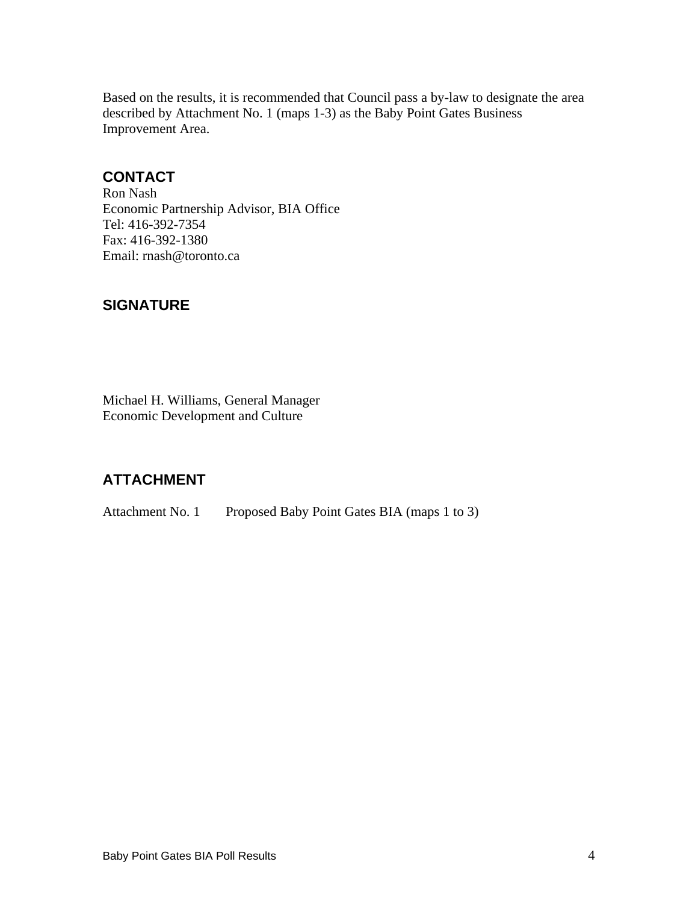Based on the results, it is recommended that Council pass a by-law to designate the area described by Attachment No. 1 (maps 1-3) as the Baby Point Gates Business Improvement Area.

## CONTACT

Ron Nash
Economic Partnership Advisor, BIA Office
Tel: 416-392-7354
Fax: 416-392-1380
Email: rnash@toronto.ca

## SIGNATURE

Michael H. Williams, General Manager
Economic Development and Culture

## ATTACHMENT

Attachment No. 1 Proposed Baby Point Gates BIA (maps 1 to 3)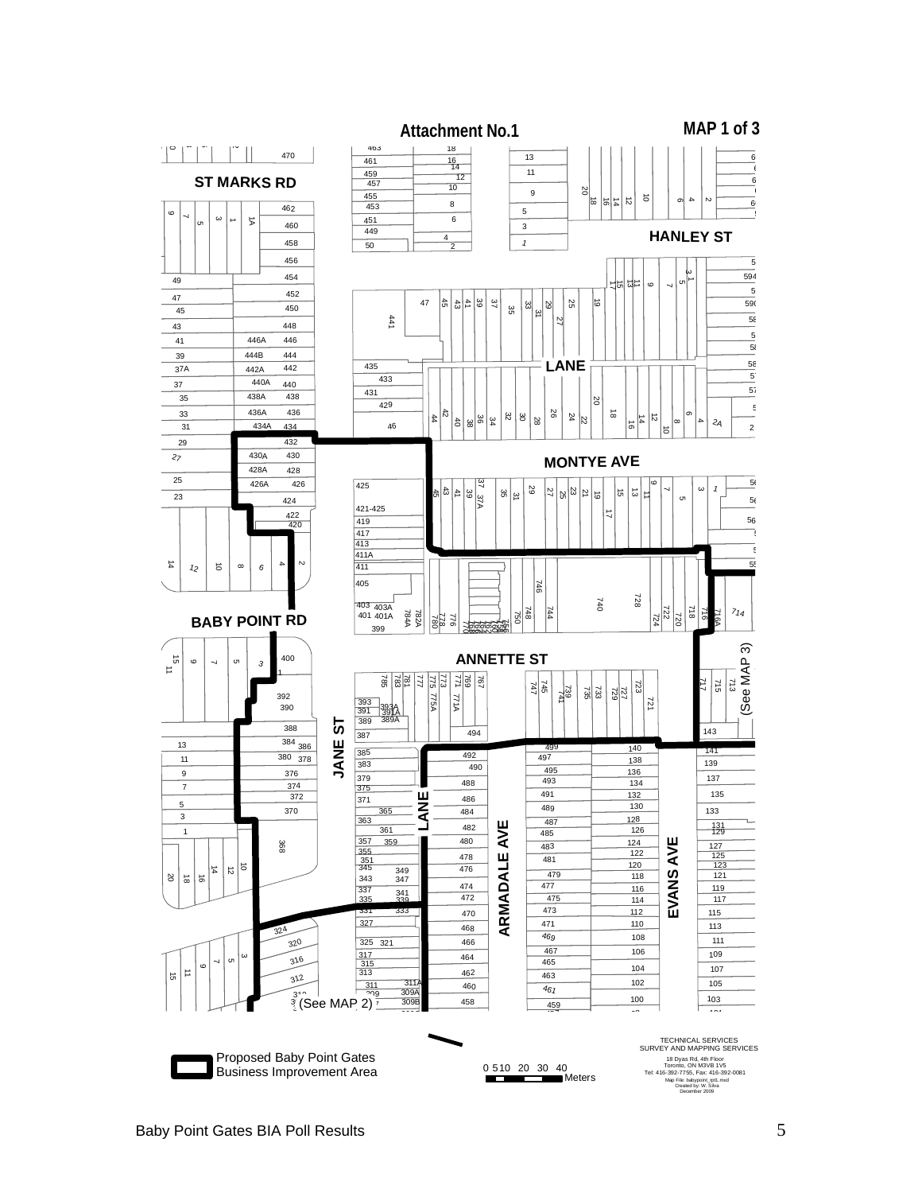# Attachment No.1

**MAP 1 of 3**

ST MARKS RD

HANLEY ST

LANE

MONTYE AVE

BABY POINT RD

ANNETTE ST

JANE ST

LANE

ARMADALE AVE

EVANS AVE

(See MAP 3)

(See MAP 2)

Proposed Baby Point Gates Business Improvement Area

0 5 10 20 30 40 Meters

TECHNICAL SERVICES
SURVEY AND MAPPING SERVICES
18 Dyas Rd, 4th Floor
Toronto, ON M3B 1V5
Tel: 416-392-7755, Fax: 416-392-0081
Map File: babypoint_gtd.mxd
Created by: W. Silva
December 2009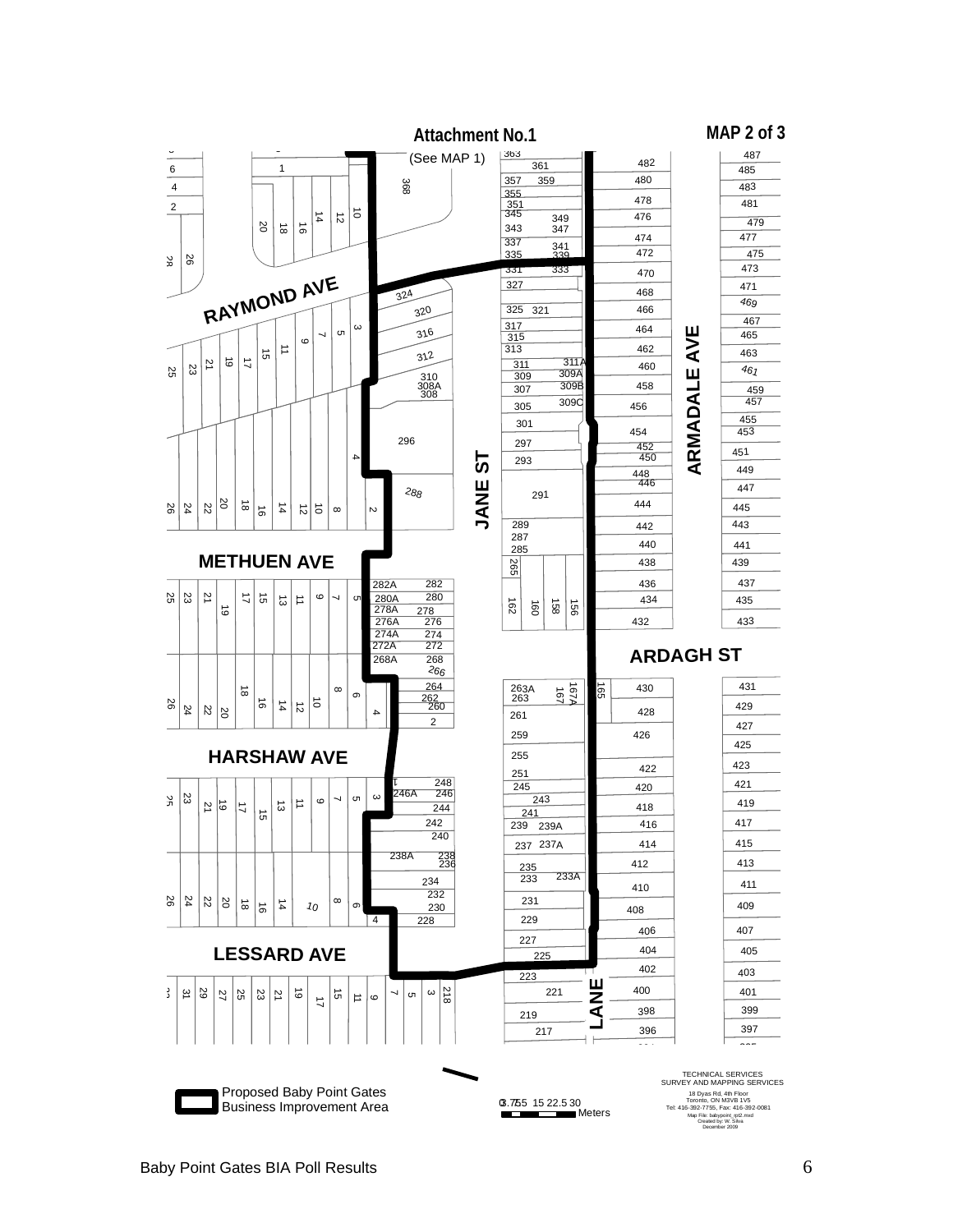**MAP 2 of 3**

# Attachment No.1

(See MAP 1)

RAYMOND AVE

METHUEN AVE

HARSHAW AVE

LESSARD AVE

JANE ST

ARMADALE AVE

ARDAGH ST

LANE

Proposed Baby Point Gates Business Improvement Area

0 3.75 7.5 15 22.5 30 Meters

TECHNICAL SERVICES
SURVEY AND MAPPING SERVICES
18 Dyas Rd, 4th Floor
Toronto, ON M3VB 1V5
Tel: 416-392-7755, Fax: 416-392-0081
Map File: babypoint_rpt2.mxd
Created by: W. Silva
December 2009

Baby Point Gates BIA Poll Results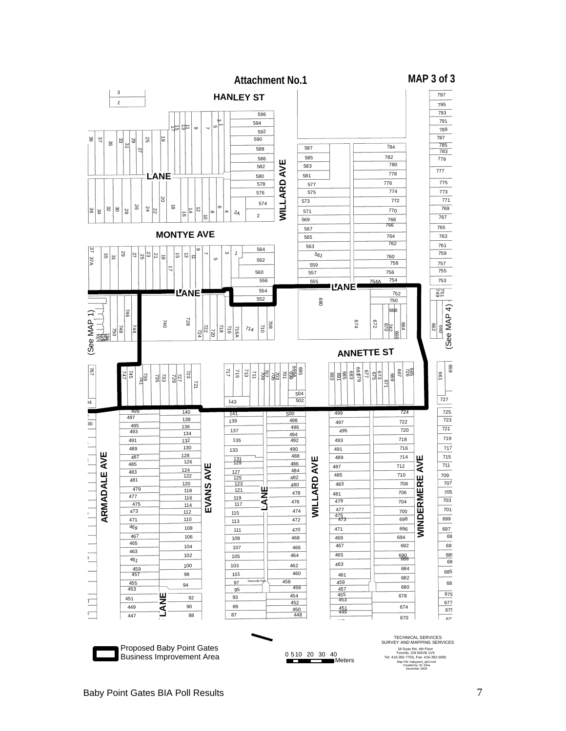# Attachment No.1

MAP 3 of 3

HANLEY ST

MONTYE AVE

WILLARD AVE

LANE

ANNETTE ST

ARMADALE AVE

EVANS AVE

WINDERMERE AVE

(See MAP 1)

(See MAP 4)

Proposed Baby Point Gates Business Improvement Area

0 5 10 20 30 40 Meters

TECHNICAL SERVICES
SURVEY AND MAPPING SERVICES
18 Dyas Rd, 4th Floor
Toronto, ON M3VB 1V5
Tel: 416-392-7755, Fax: 416-392-0081
Map File: babypoint_rpt3.mxd
Created by: W. Silva
December 2009

Baby Point Gates BIA Poll Results